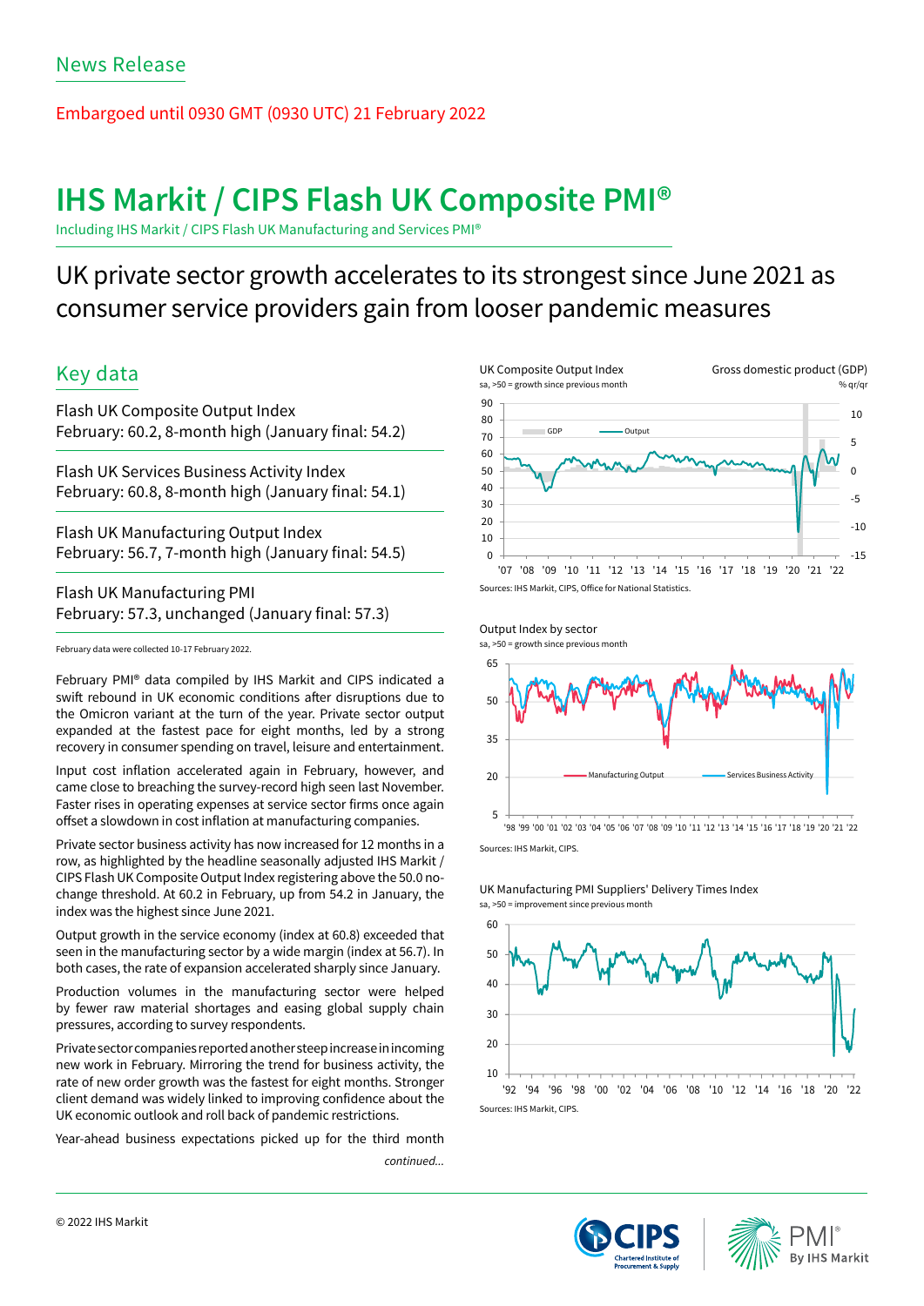News Release

Embargoed until 0930 GMT (0930 UTC) 21 February 2022

# IHS Markit / CIPS Flash UK Composite PMI®

Including IHS Markit / CIPS Flash UK Manufacturing and Services PMI®

## UK private sector growth accelerates to its strongest since June 2021 as consumer service providers gain from looser pandemic measures

## Key data

Flash UK Composite Output Index
February: 60.2, 8-month high (January final: 54.2)

Flash UK Services Business Activity Index
February: 60.8, 8-month high (January final: 54.1)

Flash UK Manufacturing Output Index
February: 56.7, 7-month high (January final: 54.5)

Flash UK Manufacturing PMI
February: 57.3, unchanged (January final: 57.3)

February data were collected 10-17 February 2022.

February PMI® data compiled by IHS Markit and CIPS indicated a swift rebound in UK economic conditions after disruptions due to the Omicron variant at the turn of the year. Private sector output expanded at the fastest pace for eight months, led by a strong recovery in consumer spending on travel, leisure and entertainment.

Input cost inflation accelerated again in February, however, and came close to breaching the survey-record high seen last November. Faster rises in operating expenses at service sector firms once again offset a slowdown in cost inflation at manufacturing companies.

Private sector business activity has now increased for 12 months in a row, as highlighted by the headline seasonally adjusted IHS Markit / CIPS Flash UK Composite Output Index registering above the 50.0 no-change threshold. At 60.2 in February, up from 54.2 in January, the index was the highest since June 2021.

Output growth in the service economy (index at 60.8) exceeded that seen in the manufacturing sector by a wide margin (index at 56.7). In both cases, the rate of expansion accelerated sharply since January.

Production volumes in the manufacturing sector were helped by fewer raw material shortages and easing global supply chain pressures, according to survey respondents.

Private sector companies reported another steep increase in incoming new work in February. Mirroring the trend for business activity, the rate of new order growth was the fastest for eight months. Stronger client demand was widely linked to improving confidence about the UK economic outlook and roll back of pandemic restrictions.

Year-ahead business expectations picked up for the third month

*continued...*

UK Composite Output Index — Gross domestic product (GDP)
sa, >50 = growth since previous month; % qr/qr

Sources: IHS Markit, CIPS, Office for National Statistics.

Output Index by sector
sa, >50 = growth since previous month

Sources: IHS Markit, CIPS.

UK Manufacturing PMI Suppliers' Delivery Times Index
sa, >50 = improvement since previous month

Sources: IHS Markit, CIPS.

© 2022 IHS Markit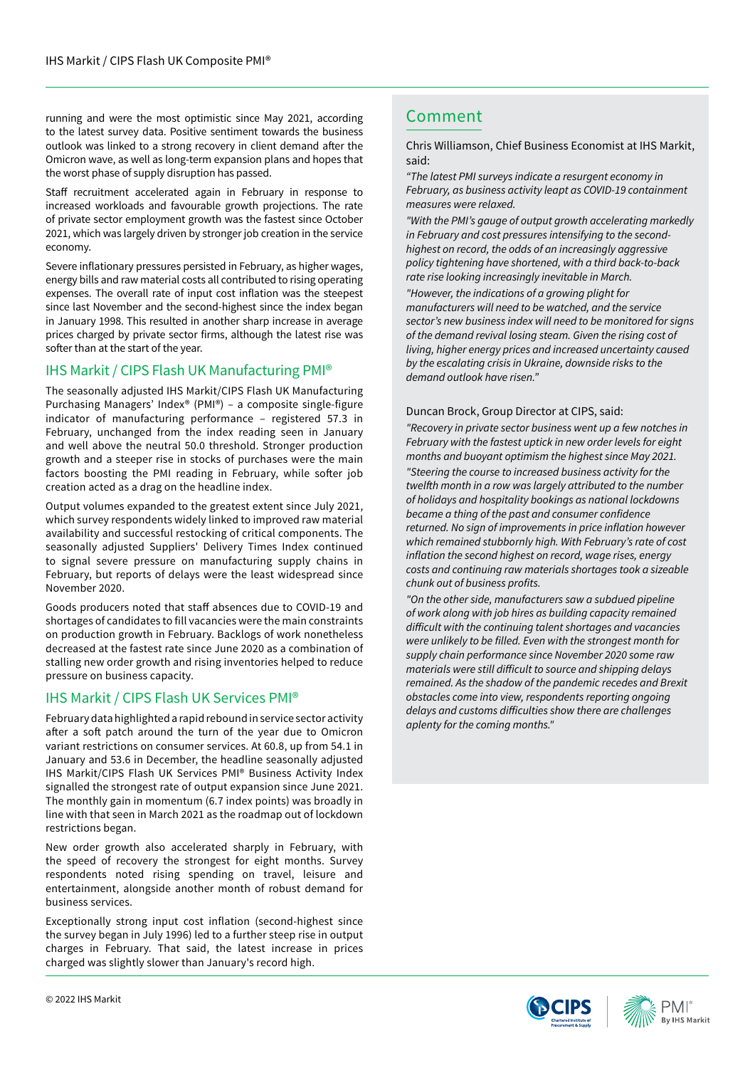running and were the most optimistic since May 2021, according to the latest survey data. Positive sentiment towards the business outlook was linked to a strong recovery in client demand after the Omicron wave, as well as long-term expansion plans and hopes that the worst phase of supply disruption has passed.

Staff recruitment accelerated again in February in response to increased workloads and favourable growth projections. The rate of private sector employment growth was the fastest since October 2021, which was largely driven by stronger job creation in the service economy.

Severe inflationary pressures persisted in February, as higher wages, energy bills and raw material costs all contributed to rising operating expenses. The overall rate of input cost inflation was the steepest since last November and the second-highest since the index began in January 1998. This resulted in another sharp increase in average prices charged by private sector firms, although the latest rise was softer than at the start of the year.

## IHS Markit / CIPS Flash UK Manufacturing PMI®

The seasonally adjusted IHS Markit/CIPS Flash UK Manufacturing Purchasing Managers' Index® (PMI®) – a composite single-figure indicator of manufacturing performance – registered 57.3 in February, unchanged from the index reading seen in January and well above the neutral 50.0 threshold. Stronger production growth and a steeper rise in stocks of purchases were the main factors boosting the PMI reading in February, while softer job creation acted as a drag on the headline index.

Output volumes expanded to the greatest extent since July 2021, which survey respondents widely linked to improved raw material availability and successful restocking of critical components. The seasonally adjusted Suppliers' Delivery Times Index continued to signal severe pressure on manufacturing supply chains in February, but reports of delays were the least widespread since November 2020.

Goods producers noted that staff absences due to COVID-19 and shortages of candidates to fill vacancies were the main constraints on production growth in February. Backlogs of work nonetheless decreased at the fastest rate since June 2020 as a combination of stalling new order growth and rising inventories helped to reduce pressure on business capacity.

## IHS Markit / CIPS Flash UK Services PMI®

February data highlighted a rapid rebound in service sector activity after a soft patch around the turn of the year due to Omicron variant restrictions on consumer services. At 60.8, up from 54.1 in January and 53.6 in December, the headline seasonally adjusted IHS Markit/CIPS Flash UK Services PMI® Business Activity Index signalled the strongest rate of output expansion since June 2021. The monthly gain in momentum (6.7 index points) was broadly in line with that seen in March 2021 as the roadmap out of lockdown restrictions began.

New order growth also accelerated sharply in February, with the speed of recovery the strongest for eight months. Survey respondents noted rising spending on travel, leisure and entertainment, alongside another month of robust demand for business services.

Exceptionally strong input cost inflation (second-highest since the survey began in July 1996) led to a further steep rise in output charges in February. That said, the latest increase in prices charged was slightly slower than January's record high.

## Comment

Chris Williamson, Chief Business Economist at IHS Markit, said:

*"The latest PMI surveys indicate a resurgent economy in February, as business activity leapt as COVID-19 containment measures were relaxed.*

*"With the PMI's gauge of output growth accelerating markedly in February and cost pressures intensifying to the second-highest on record, the odds of an increasingly aggressive policy tightening have shortened, with a third back-to-back rate rise looking increasingly inevitable in March.*

*"However, the indications of a growing plight for manufacturers will need to be watched, and the service sector's new business index will need to be monitored for signs of the demand revival losing steam. Given the rising cost of living, higher energy prices and increased uncertainty caused by the escalating crisis in Ukraine, downside risks to the demand outlook have risen."*

Duncan Brock, Group Director at CIPS, said:

*"Recovery in private sector business went up a few notches in February with the fastest uptick in new order levels for eight months and buoyant optimism the highest since May 2021.*

*"Steering the course to increased business activity for the twelfth month in a row was largely attributed to the number of holidays and hospitality bookings as national lockdowns became a thing of the past and consumer confidence returned. No sign of improvements in price inflation however which remained stubbornly high. With February's rate of cost inflation the second highest on record, wage rises, energy costs and continuing raw materials shortages took a sizeable chunk out of business profits.*

*"On the other side, manufacturers saw a subdued pipeline of work along with job hires as building capacity remained difficult with the continuing talent shortages and vacancies were unlikely to be filled. Even with the strongest month for supply chain performance since November 2020 some raw materials were still difficult to source and shipping delays remained. As the shadow of the pandemic recedes and Brexit obstacles come into view, respondents reporting ongoing delays and customs difficulties show there are challenges aplenty for the coming months."*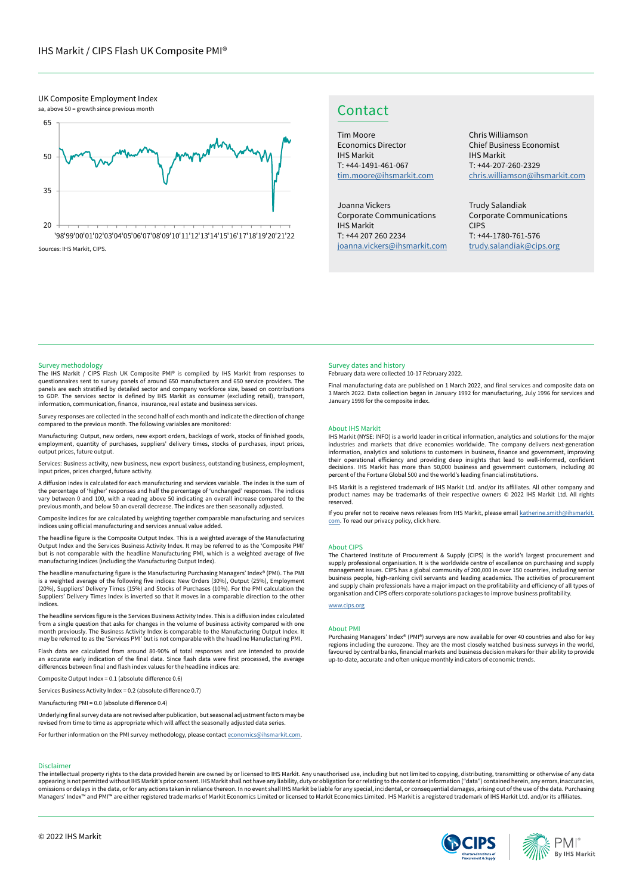UK Composite Employment Index

sa, above 50 = growth since previous month

65

50

35

20

'98'99'00'01'02'03'04'05'06'07'08'09'10'11'12'13'14'15'16'17'18'19'20'21'22

Sources: IHS Markit, CIPS.

## Contact

Tim Moore
Economics Director
IHS Markit
T: +44-1491-461-067
tim.moore@ihsmarkit.com

Chris Williamson
Chief Business Economist
IHS Markit
T: +44-207-260-2329
chris.williamson@ihsmarkit.com

Joanna Vickers
Corporate Communications
IHS Markit
T: +44 207 260 2234
joanna.vickers@ihsmarkit.com

Trudy Salandiak
Corporate Communications
CIPS
T: +44-1780-761-576
trudy.salandiak@cips.org

### Survey methodology

The IHS Markit / CIPS Flash UK Composite PMI® is compiled by IHS Markit from responses to questionnaires sent to survey panels of around 650 manufacturers and 650 service providers. The panels are each stratified by detailed sector and company workforce size, based on contributions to GDP. The services sector is defined by IHS Markit as consumer (excluding retail), transport, information, communication, finance, insurance, real estate and business services.

Survey responses are collected in the second half of each month and indicate the direction of change compared to the previous month. The following variables are monitored:

Manufacturing: Output, new orders, new export orders, backlogs of work, stocks of finished goods, employment, quantity of purchases, suppliers' delivery times, stocks of purchases, input prices, output prices, future output.

Services: Business activity, new business, new export business, outstanding business, employment, input prices, prices charged, future activity.

A diffusion index is calculated for each manufacturing and services variable. The index is the sum of the percentage of 'higher' responses and half the percentage of 'unchanged' responses. The indices vary between 0 and 100, with a reading above 50 indicating an overall increase compared to the previous month, and below 50 an overall decrease. The indices are then seasonally adjusted.

Composite indices for are calculated by weighting together comparable manufacturing and services indices using official manufacturing and services annual value added.

The headline figure is the Composite Output Index. This is a weighted average of the Manufacturing Output Index and the Services Business Activity Index. It may be referred to as the 'Composite PMI' but is not comparable with the headline Manufacturing PMI, which is a weighted average of five manufacturing indices (including the Manufacturing Output Index).

The headline manufacturing figure is the Manufacturing Purchasing Managers' Index® (PMI). The PMI is a weighted average of the following five indices: New Orders (30%), Output (25%), Employment (20%), Suppliers' Delivery Times (15%) and Stocks of Purchases (10%). For the PMI calculation the Suppliers' Delivery Times Index is inverted so that it moves in a comparable direction to the other indices.

The headline services figure is the Services Business Activity Index. This is a diffusion index calculated from a single question that asks for changes in the volume of business activity compared with one month previously. The Business Activity Index is comparable to the Manufacturing Output Index. It may be referred to as the 'Services PMI' but is not comparable with the headline Manufacturing PMI.

Flash data are calculated from around 80-90% of total responses and are intended to provide an accurate early indication of the final data. Since flash data were first processed, the average differences between final and flash index values for the headline indices are:

Composite Output Index = 0.1 (absolute difference 0.6)

Services Business Activity Index = 0.2 (absolute difference 0.7)

Manufacturing PMI = 0.0 (absolute difference 0.4)

Underlying final survey data are not revised after publication, but seasonal adjustment factors may be revised from time to time as appropriate which will affect the seasonally adjusted data series.

For further information on the PMI survey methodology, please contact economics@ihsmarkit.com.

### Survey dates and history

February data were collected 10-17 February 2022.

Final manufacturing data are published on 1 March 2022, and final services and composite data on 3 March 2022. Data collection began in January 1992 for manufacturing, July 1996 for services and January 1998 for the composite index.

### About IHS Markit

IHS Markit (NYSE: INFO) is a world leader in critical information, analytics and solutions for the major industries and markets that drive economies worldwide. The company delivers next-generation information, analytics and solutions to customers in business, finance and government, improving their operational efficiency and providing deep insights that lead to well-informed, confident decisions. IHS Markit has more than 50,000 business and government customers, including 80 percent of the Fortune Global 500 and the world's leading financial institutions.

IHS Markit is a registered trademark of IHS Markit Ltd. and/or its affiliates. All other company and product names may be trademarks of their respective owners © 2022 IHS Markit Ltd. All rights reserved.

If you prefer not to receive news releases from IHS Markit, please email katherine.smith@ihsmarkit.com. To read our privacy policy, click here.

### About CIPS

The Chartered Institute of Procurement & Supply (CIPS) is the world's largest procurement and supply professional organisation. It is the worldwide centre of excellence on purchasing and supply management issues. CIPS has a global community of 200,000 in over 150 countries, including senior business people, high-ranking civil servants and leading academics. The activities of procurement and supply chain professionals have a major impact on the profitability and efficiency of all types of organisation and CIPS offers corporate solutions packages to improve business profitability.

www.cips.org

### About PMI

Purchasing Managers' Index® (PMI®) surveys are now available for over 40 countries and also for key regions including the eurozone. They are the most closely watched business surveys in the world, favoured by central banks, financial markets and business decision makers for their ability to provide up-to-date, accurate and often unique monthly indicators of economic trends.

### Disclaimer

The intellectual property rights to the data provided herein are owned by or licensed to IHS Markit. Any unauthorised use, including but not limited to copying, distributing, transmitting or otherwise of any data appearing is not permitted without IHS Markit's prior consent. IHS Markit shall not have any liability, duty or obligation for or relating to the content or information ("data") contained herein, any errors, inaccuracies, omissions or delays in the data, or for any actions taken in reliance thereon. In no event shall IHS Markit be liable for any special, incidental, or consequential damages, arising out of the use of the data. Purchasing Managers' Index™ and PMI™ are either registered trade marks of Markit Economics Limited or licensed to Markit Economics Limited. IHS Markit is a registered trademark of IHS Markit Ltd. and/or its affiliates.

© 2022 IHS Markit